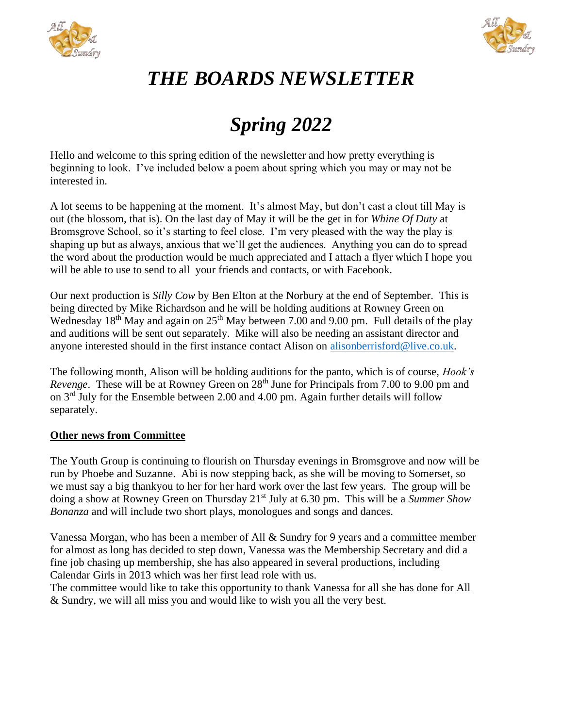# *THE BOARDS NEWSLETTER*

# *Spring 2022*

Hello and welcome to this spring edition of the newsletter and how pretty everything is beginning to look. I've included below a poem about spring which you may or may not be interested in.

A lot seems to be happening at the moment. It's almost May, but don't cast a clout till May is out (the blossom, that is). On the last day of May it will be the get in for *Whine Of Duty* at Bromsgrove School, so it's starting to feel close. I'm very pleased with the way the play is shaping up but as always, anxious that we'll get the audiences. Anything you can do to spread the word about the production would be much appreciated and I attach a flyer which I hope you will be able to use to send to all your friends and contacts, or with Facebook.

Our next production is *Silly Cow* by Ben Elton at the Norbury at the end of September. This is being directed by Mike Richardson and he will be holding auditions at Rowney Green on Wednesday 18th May and again on 25th May between 7.00 and 9.00 pm. Full details of the play and auditions will be sent out separately. Mike will also be needing an assistant director and anyone interested should in the first instance contact Alison on alisonberrisford@live.co.uk.

The following month, Alison will be holding auditions for the panto, which is of course, *Hook's Revenge*. These will be at Rowney Green on 28th June for Principals from 7.00 to 9.00 pm and on 3rd July for the Ensemble between 2.00 and 4.00 pm. Again further details will follow separately.

**Other news from Committee**

The Youth Group is continuing to flourish on Thursday evenings in Bromsgrove and now will be run by Phoebe and Suzanne. Abi is now stepping back, as she will be moving to Somerset, so we must say a big thankyou to her for her hard work over the last few years. The group will be doing a show at Rowney Green on Thursday 21st July at 6.30 pm. This will be a *Summer Show Bonanza* and will include two short plays, monologues and songs and dances.

Vanessa Morgan, who has been a member of All & Sundry for 9 years and a committee member for almost as long has decided to step down, Vanessa was the Membership Secretary and did a fine job chasing up membership, she has also appeared in several productions, including Calendar Girls in 2013 which was her first lead role with us.
The committee would like to take this opportunity to thank Vanessa for all she has done for All & Sundry, we will all miss you and would like to wish you all the very best.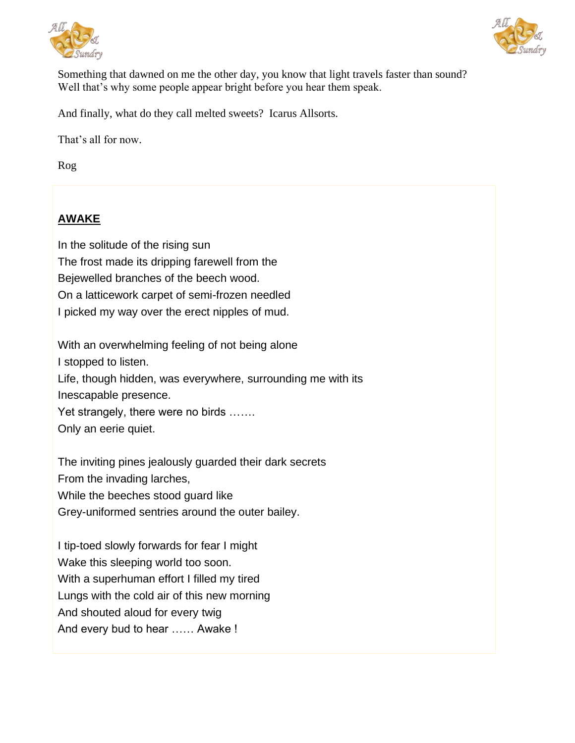Something that dawned on me the other day, you know that light travels faster than sound? Well that's why some people appear bright before you hear them speak.

And finally, what do they call melted sweets? Icarus Allsorts.

That's all for now.

Rog

## AWAKE

In the solitude of the rising sun  
The frost made its dripping farewell from the  
Bejewelled branches of the beech wood.  
On a latticework carpet of semi-frozen needled  
I picked my way over the erect nipples of mud.

With an overwhelming feeling of not being alone  
I stopped to listen.  
Life, though hidden, was everywhere, surrounding me with its  
Inescapable presence.  
Yet strangely, there were no birds …….  
Only an eerie quiet.

The inviting pines jealously guarded their dark secrets  
From the invading larches,  
While the beeches stood guard like  
Grey-uniformed sentries around the outer bailey.

I tip-toed slowly forwards for fear I might  
Wake this sleeping world too soon.  
With a superhuman effort I filled my tired  
Lungs with the cold air of this new morning  
And shouted aloud for every twig  
And every bud to hear …… Awake !